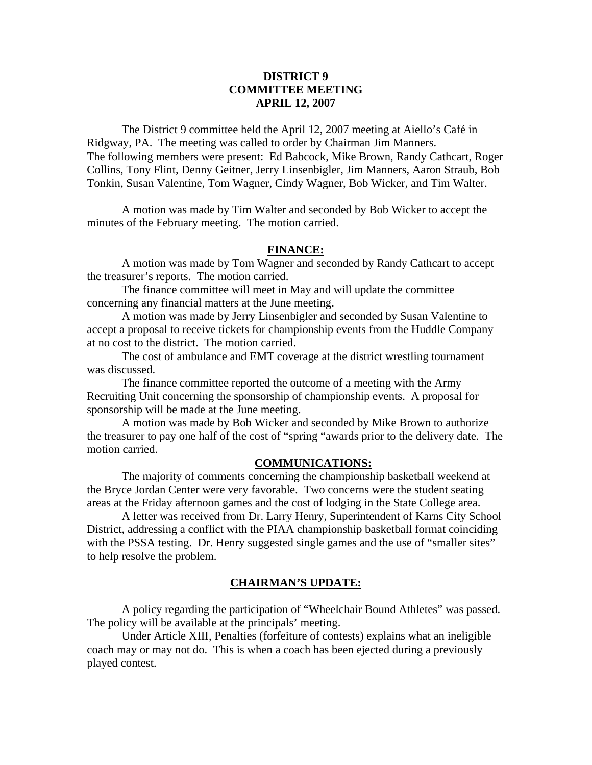# DISTRICT 9
# COMMITTEE MEETING
# APRIL 12, 2007

The District 9 committee held the April 12, 2007 meeting at Aiello's Café in Ridgway, PA. The meeting was called to order by Chairman Jim Manners. The following members were present: Ed Babcock, Mike Brown, Randy Cathcart, Roger Collins, Tony Flint, Denny Geitner, Jerry Linsenbigler, Jim Manners, Aaron Straub, Bob Tonkin, Susan Valentine, Tom Wagner, Cindy Wagner, Bob Wicker, and Tim Walter.

A motion was made by Tim Walter and seconded by Bob Wicker to accept the minutes of the February meeting. The motion carried.

## FINANCE:

A motion was made by Tom Wagner and seconded by Randy Cathcart to accept the treasurer's reports. The motion carried.

The finance committee will meet in May and will update the committee concerning any financial matters at the June meeting.

A motion was made by Jerry Linsenbigler and seconded by Susan Valentine to accept a proposal to receive tickets for championship events from the Huddle Company at no cost to the district. The motion carried.

The cost of ambulance and EMT coverage at the district wrestling tournament was discussed.

The finance committee reported the outcome of a meeting with the Army Recruiting Unit concerning the sponsorship of championship events. A proposal for sponsorship will be made at the June meeting.

A motion was made by Bob Wicker and seconded by Mike Brown to authorize the treasurer to pay one half of the cost of "spring "awards prior to the delivery date. The motion carried.

## COMMUNICATIONS:

The majority of comments concerning the championship basketball weekend at the Bryce Jordan Center were very favorable. Two concerns were the student seating areas at the Friday afternoon games and the cost of lodging in the State College area.

A letter was received from Dr. Larry Henry, Superintendent of Karns City School District, addressing a conflict with the PIAA championship basketball format coinciding with the PSSA testing. Dr. Henry suggested single games and the use of "smaller sites" to help resolve the problem.

## CHAIRMAN'S UPDATE:

A policy regarding the participation of "Wheelchair Bound Athletes" was passed. The policy will be available at the principals' meeting.

Under Article XIII, Penalties (forfeiture of contests) explains what an ineligible coach may or may not do. This is when a coach has been ejected during a previously played contest.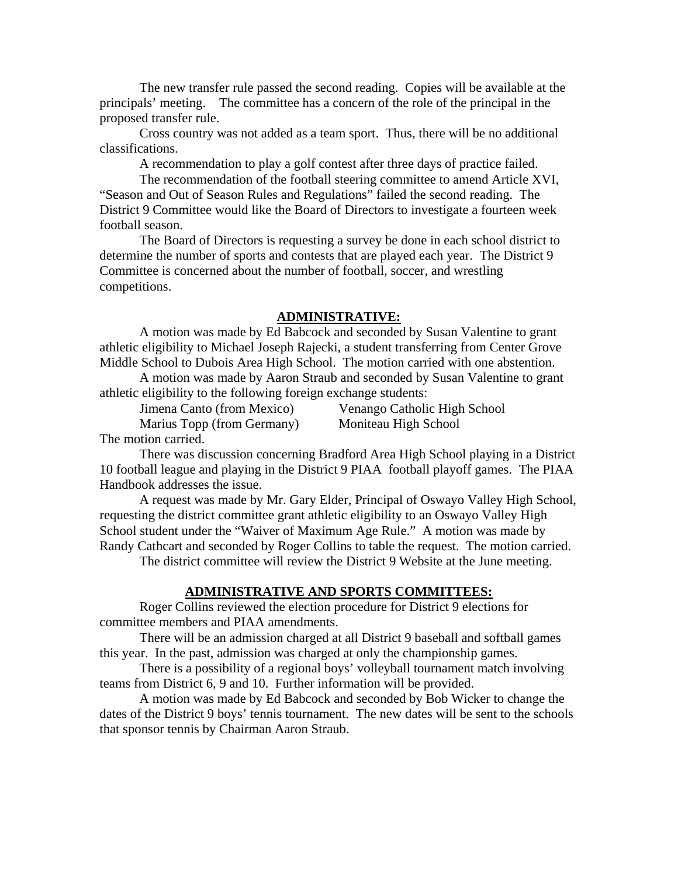The new transfer rule passed the second reading. Copies will be available at the principals' meeting. The committee has a concern of the role of the principal in the proposed transfer rule.

Cross country was not added as a team sport. Thus, there will be no additional classifications.

A recommendation to play a golf contest after three days of practice failed.

The recommendation of the football steering committee to amend Article XVI, "Season and Out of Season Rules and Regulations" failed the second reading. The District 9 Committee would like the Board of Directors to investigate a fourteen week football season.

The Board of Directors is requesting a survey be done in each school district to determine the number of sports and contests that are played each year. The District 9 Committee is concerned about the number of football, soccer, and wrestling competitions.

## ADMINISTRATIVE:

A motion was made by Ed Babcock and seconded by Susan Valentine to grant athletic eligibility to Michael Joseph Rajecki, a student transferring from Center Grove Middle School to Dubois Area High School. The motion carried with one abstention.

A motion was made by Aaron Straub and seconded by Susan Valentine to grant athletic eligibility to the following foreign exchange students:

| | |
|---|---|
| Jimena Canto (from Mexico) | Venango Catholic High School |
| Marius Topp (from Germany) | Moniteau High School |

The motion carried.

There was discussion concerning Bradford Area High School playing in a District 10 football league and playing in the District 9 PIAA football playoff games. The PIAA Handbook addresses the issue.

A request was made by Mr. Gary Elder, Principal of Oswayo Valley High School, requesting the district committee grant athletic eligibility to an Oswayo Valley High School student under the "Waiver of Maximum Age Rule." A motion was made by Randy Cathcart and seconded by Roger Collins to table the request. The motion carried.

The district committee will review the District 9 Website at the June meeting.

## ADMINISTRATIVE AND SPORTS COMMITTEES:

Roger Collins reviewed the election procedure for District 9 elections for committee members and PIAA amendments.

There will be an admission charged at all District 9 baseball and softball games this year. In the past, admission was charged at only the championship games.

There is a possibility of a regional boys' volleyball tournament match involving teams from District 6, 9 and 10. Further information will be provided.

A motion was made by Ed Babcock and seconded by Bob Wicker to change the dates of the District 9 boys' tennis tournament. The new dates will be sent to the schools that sponsor tennis by Chairman Aaron Straub.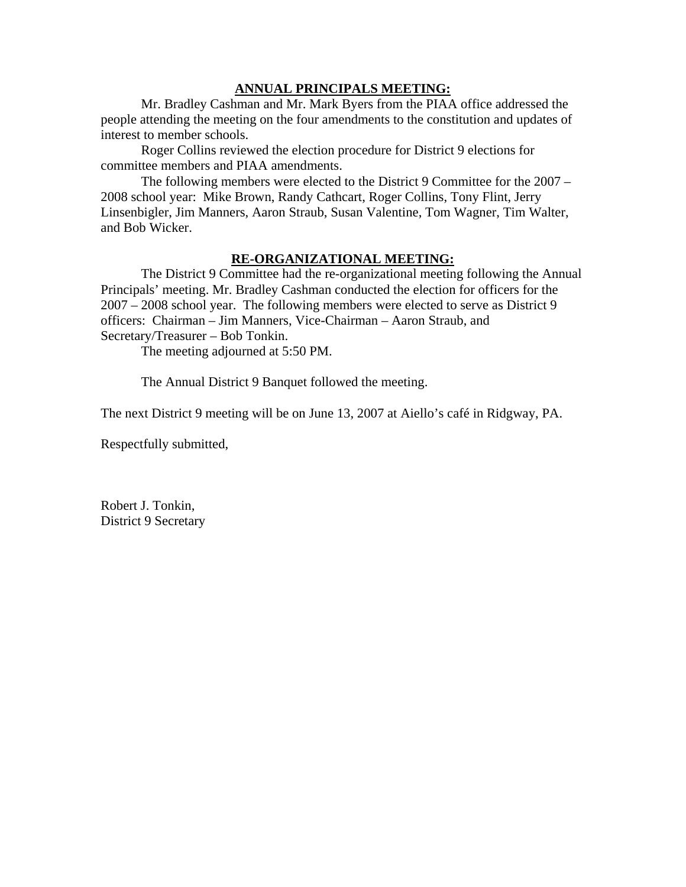**ANNUAL PRINCIPALS MEETING:**

Mr. Bradley Cashman and Mr. Mark Byers from the PIAA office addressed the people attending the meeting on the four amendments to the constitution and updates of interest to member schools.

Roger Collins reviewed the election procedure for District 9 elections for committee members and PIAA amendments.

The following members were elected to the District 9 Committee for the 2007 – 2008 school year: Mike Brown, Randy Cathcart, Roger Collins, Tony Flint, Jerry Linsenbigler, Jim Manners, Aaron Straub, Susan Valentine, Tom Wagner, Tim Walter, and Bob Wicker.

**RE-ORGANIZATIONAL MEETING:**

The District 9 Committee had the re-organizational meeting following the Annual Principals' meeting. Mr. Bradley Cashman conducted the election for officers for the 2007 – 2008 school year. The following members were elected to serve as District 9 officers: Chairman – Jim Manners, Vice-Chairman – Aaron Straub, and Secretary/Treasurer – Bob Tonkin.

The meeting adjourned at 5:50 PM.

The Annual District 9 Banquet followed the meeting.

The next District 9 meeting will be on June 13, 2007 at Aiello's café in Ridgway, PA.

Respectfully submitted,

Robert J. Tonkin,
District 9 Secretary